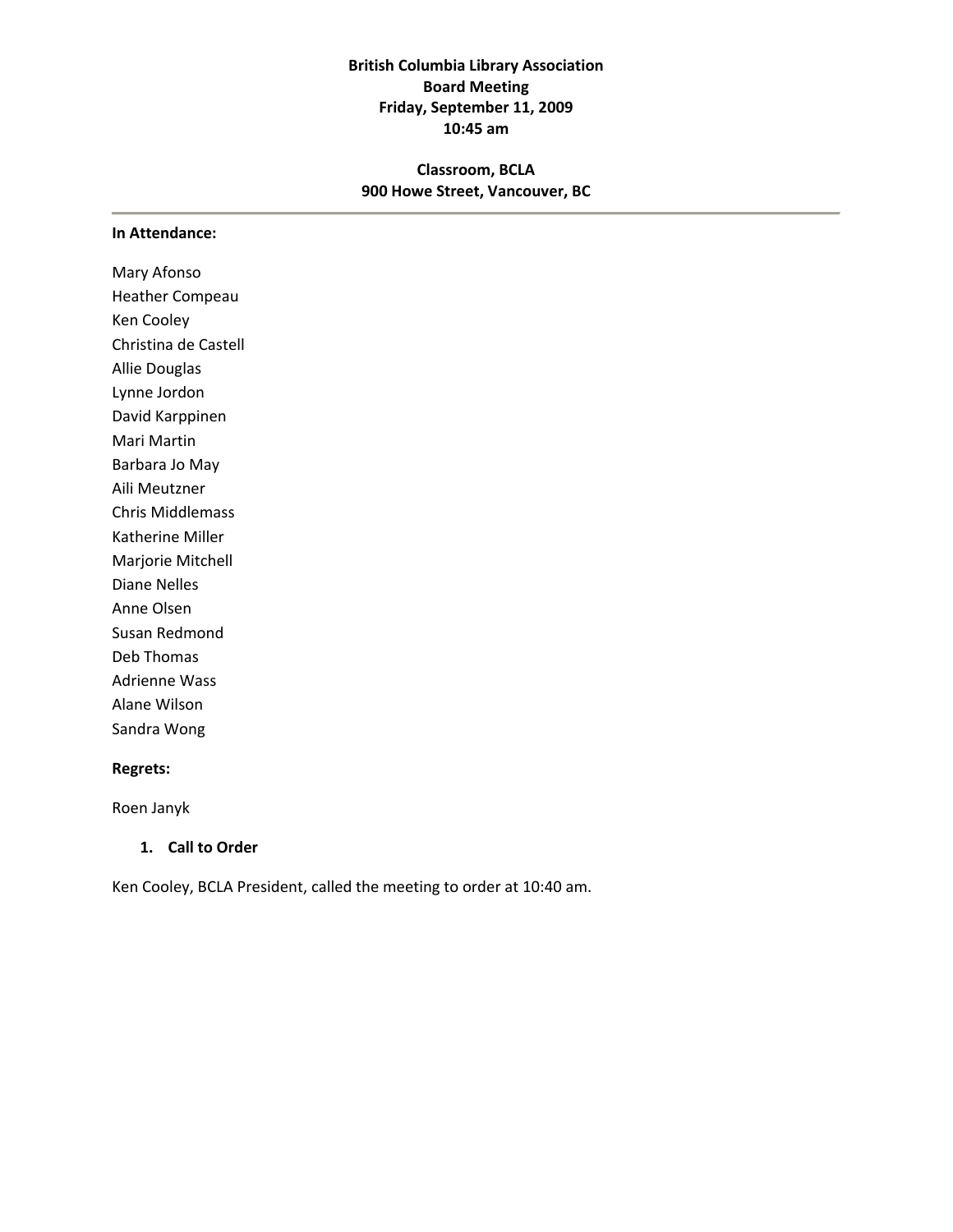**British Columbia Library Association**
**Board Meeting**
**Friday, September 11, 2009**
**10:45 am**

**Classroom, BCLA**
**900 Howe Street, Vancouver, BC**

---

**In Attendance:**

Mary Afonso
Heather Compeau
Ken Cooley
Christina de Castell
Allie Douglas
Lynne Jordon
David Karppinen
Mari Martin
Barbara Jo May
Aili Meutzner
Chris Middlemass
Katherine Miller
Marjorie Mitchell
Diane Nelles
Anne Olsen
Susan Redmond
Deb Thomas
Adrienne Wass
Alane Wilson
Sandra Wong

**Regrets:**

Roen Janyk

1. **Call to Order**

Ken Cooley, BCLA President, called the meeting to order at 10:40 am.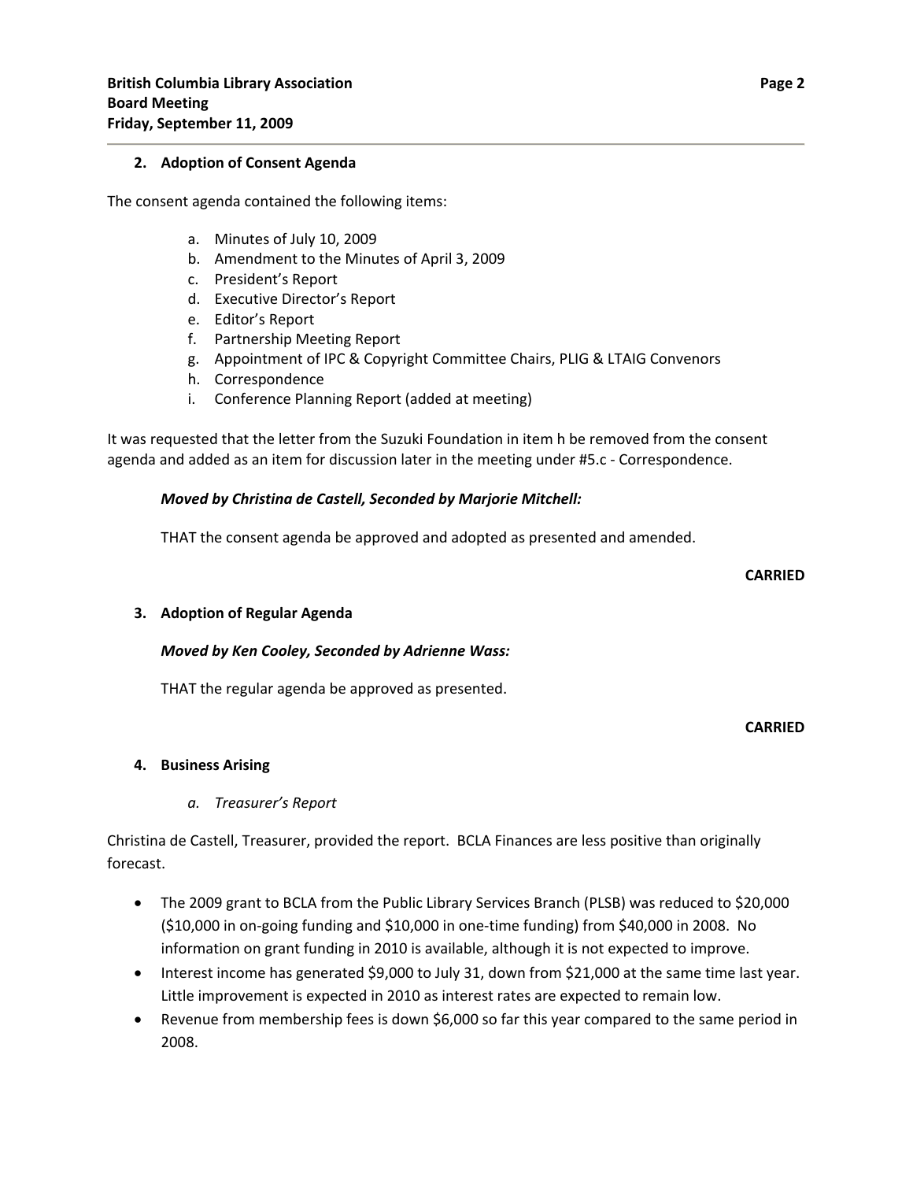## 2. Adoption of Consent Agenda

The consent agenda contained the following items:

a. Minutes of July 10, 2009
b. Amendment to the Minutes of April 3, 2009
c. President's Report
d. Executive Director's Report
e. Editor's Report
f. Partnership Meeting Report
g. Appointment of IPC & Copyright Committee Chairs, PLIG & LTAIG Convenors
h. Correspondence
i. Conference Planning Report (added at meeting)

It was requested that the letter from the Suzuki Foundation in item h be removed from the consent agenda and added as an item for discussion later in the meeting under #5.c - Correspondence.

***Moved by Christina de Castell, Seconded by Marjorie Mitchell:***

THAT the consent agenda be approved and adopted as presented and amended.

**CARRIED**

## 3. Adoption of Regular Agenda

***Moved by Ken Cooley, Seconded by Adrienne Wass:***

THAT the regular agenda be approved as presented.

**CARRIED**

## 4. Business Arising

### *a. Treasurer's Report*

Christina de Castell, Treasurer, provided the report. BCLA Finances are less positive than originally forecast.

- The 2009 grant to BCLA from the Public Library Services Branch (PLSB) was reduced to \$20,000 (\$10,000 in on-going funding and \$10,000 in one-time funding) from \$40,000 in 2008. No information on grant funding in 2010 is available, although it is not expected to improve.
- Interest income has generated \$9,000 to July 31, down from \$21,000 at the same time last year. Little improvement is expected in 2010 as interest rates are expected to remain low.
- Revenue from membership fees is down \$6,000 so far this year compared to the same period in 2008.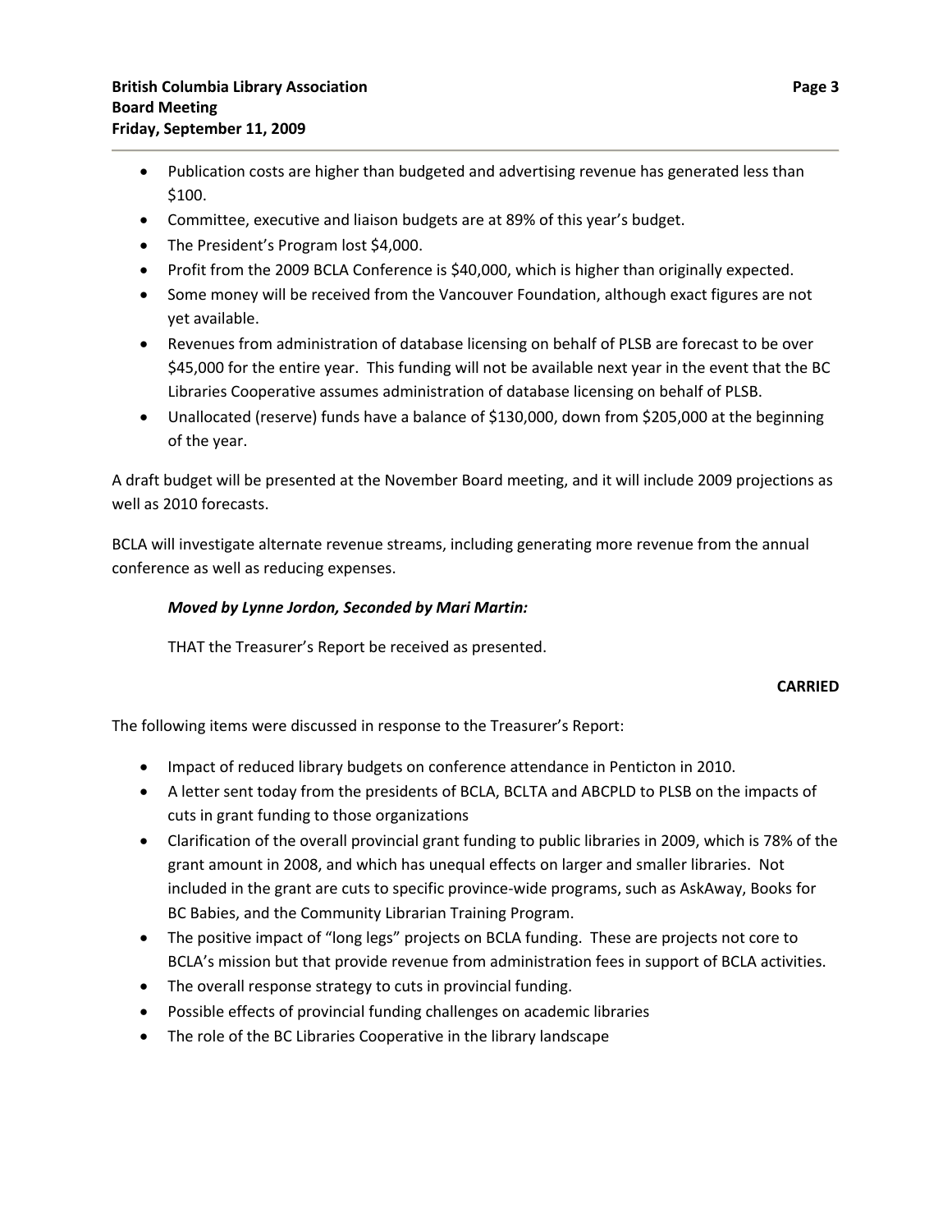- Publication costs are higher than budgeted and advertising revenue has generated less than $100.
- Committee, executive and liaison budgets are at 89% of this year's budget.
- The President's Program lost $4,000.
- Profit from the 2009 BCLA Conference is $40,000, which is higher than originally expected.
- Some money will be received from the Vancouver Foundation, although exact figures are not yet available.
- Revenues from administration of database licensing on behalf of PLSB are forecast to be over $45,000 for the entire year. This funding will not be available next year in the event that the BC Libraries Cooperative assumes administration of database licensing on behalf of PLSB.
- Unallocated (reserve) funds have a balance of $130,000, down from $205,000 at the beginning of the year.

A draft budget will be presented at the November Board meeting, and it will include 2009 projections as well as 2010 forecasts.

BCLA will investigate alternate revenue streams, including generating more revenue from the annual conference as well as reducing expenses.

***Moved by Lynne Jordon, Seconded by Mari Martin:***

THAT the Treasurer's Report be received as presented.

**CARRIED**

The following items were discussed in response to the Treasurer's Report:

- Impact of reduced library budgets on conference attendance in Penticton in 2010.
- A letter sent today from the presidents of BCLA, BCLTA and ABCPLD to PLSB on the impacts of cuts in grant funding to those organizations
- Clarification of the overall provincial grant funding to public libraries in 2009, which is 78% of the grant amount in 2008, and which has unequal effects on larger and smaller libraries. Not included in the grant are cuts to specific province-wide programs, such as AskAway, Books for BC Babies, and the Community Librarian Training Program.
- The positive impact of "long legs" projects on BCLA funding. These are projects not core to BCLA's mission but that provide revenue from administration fees in support of BCLA activities.
- The overall response strategy to cuts in provincial funding.
- Possible effects of provincial funding challenges on academic libraries
- The role of the BC Libraries Cooperative in the library landscape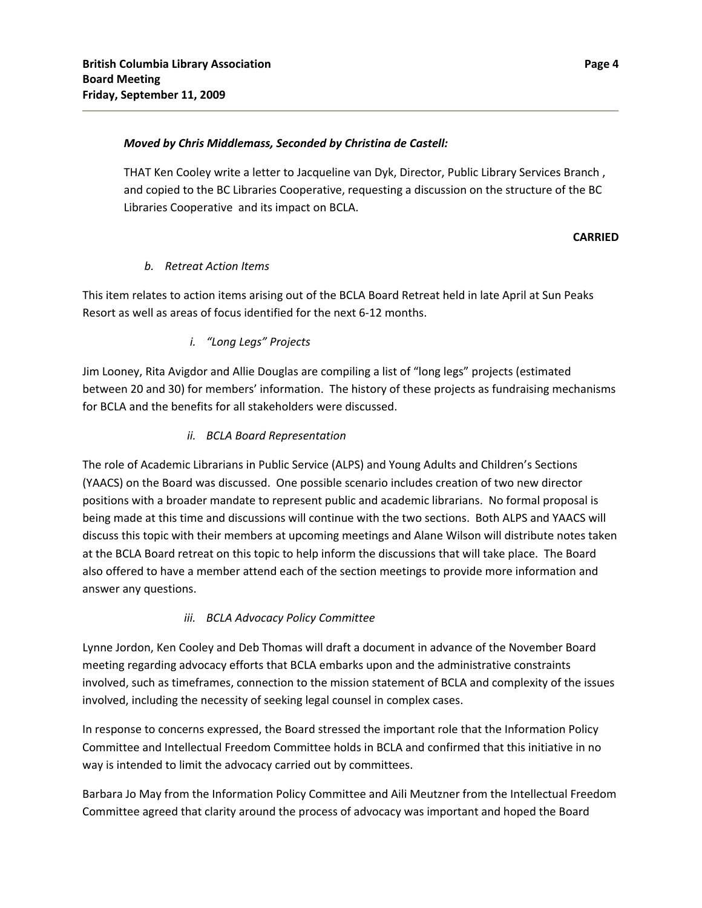***Moved by Chris Middlemass, Seconded by Christina de Castell:***

THAT Ken Cooley write a letter to Jacqueline van Dyk, Director, Public Library Services Branch , and copied to the BC Libraries Cooperative, requesting a discussion on the structure of the BC Libraries Cooperative and its impact on BCLA.

**CARRIED**

*b. Retreat Action Items*

This item relates to action items arising out of the BCLA Board Retreat held in late April at Sun Peaks Resort as well as areas of focus identified for the next 6-12 months.

*i. "Long Legs" Projects*

Jim Looney, Rita Avigdor and Allie Douglas are compiling a list of "long legs" projects (estimated between 20 and 30) for members' information. The history of these projects as fundraising mechanisms for BCLA and the benefits for all stakeholders were discussed.

*ii. BCLA Board Representation*

The role of Academic Librarians in Public Service (ALPS) and Young Adults and Children's Sections (YAACS) on the Board was discussed. One possible scenario includes creation of two new director positions with a broader mandate to represent public and academic librarians. No formal proposal is being made at this time and discussions will continue with the two sections. Both ALPS and YAACS will discuss this topic with their members at upcoming meetings and Alane Wilson will distribute notes taken at the BCLA Board retreat on this topic to help inform the discussions that will take place. The Board also offered to have a member attend each of the section meetings to provide more information and answer any questions.

*iii. BCLA Advocacy Policy Committee*

Lynne Jordon, Ken Cooley and Deb Thomas will draft a document in advance of the November Board meeting regarding advocacy efforts that BCLA embarks upon and the administrative constraints involved, such as timeframes, connection to the mission statement of BCLA and complexity of the issues involved, including the necessity of seeking legal counsel in complex cases.

In response to concerns expressed, the Board stressed the important role that the Information Policy Committee and Intellectual Freedom Committee holds in BCLA and confirmed that this initiative in no way is intended to limit the advocacy carried out by committees.

Barbara Jo May from the Information Policy Committee and Aili Meutzner from the Intellectual Freedom Committee agreed that clarity around the process of advocacy was important and hoped the Board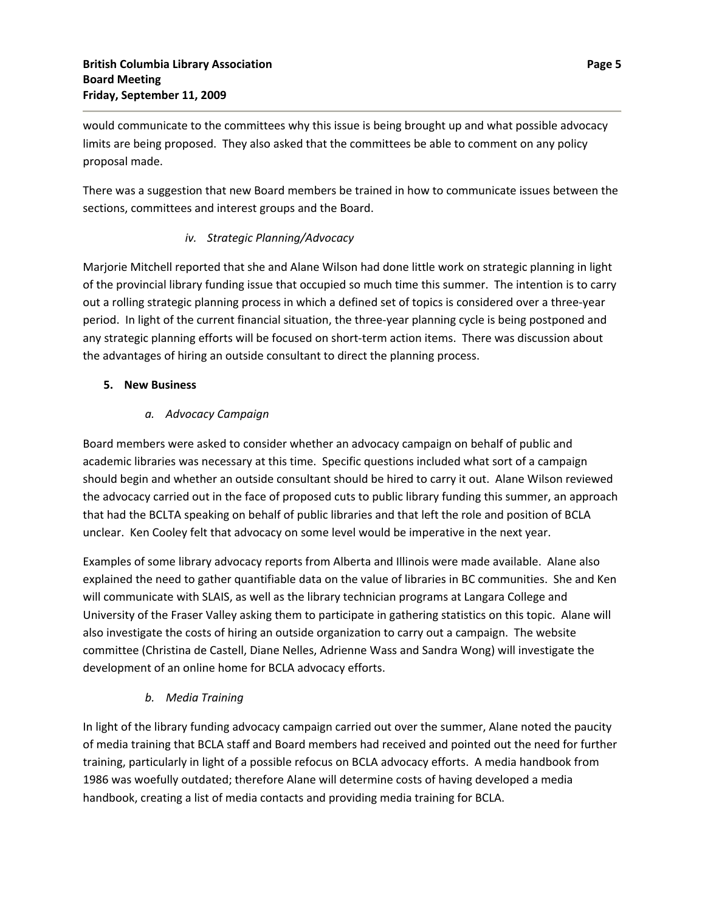would communicate to the committees why this issue is being brought up and what possible advocacy limits are being proposed. They also asked that the committees be able to comment on any policy proposal made.

There was a suggestion that new Board members be trained in how to communicate issues between the sections, committees and interest groups and the Board.

*iv. Strategic Planning/Advocacy*

Marjorie Mitchell reported that she and Alane Wilson had done little work on strategic planning in light of the provincial library funding issue that occupied so much time this summer. The intention is to carry out a rolling strategic planning process in which a defined set of topics is considered over a three-year period. In light of the current financial situation, the three-year planning cycle is being postponed and any strategic planning efforts will be focused on short-term action items. There was discussion about the advantages of hiring an outside consultant to direct the planning process.

**5. New Business**

*a. Advocacy Campaign*

Board members were asked to consider whether an advocacy campaign on behalf of public and academic libraries was necessary at this time. Specific questions included what sort of a campaign should begin and whether an outside consultant should be hired to carry it out. Alane Wilson reviewed the advocacy carried out in the face of proposed cuts to public library funding this summer, an approach that had the BCLTA speaking on behalf of public libraries and that left the role and position of BCLA unclear. Ken Cooley felt that advocacy on some level would be imperative in the next year.

Examples of some library advocacy reports from Alberta and Illinois were made available. Alane also explained the need to gather quantifiable data on the value of libraries in BC communities. She and Ken will communicate with SLAIS, as well as the library technician programs at Langara College and University of the Fraser Valley asking them to participate in gathering statistics on this topic. Alane will also investigate the costs of hiring an outside organization to carry out a campaign. The website committee (Christina de Castell, Diane Nelles, Adrienne Wass and Sandra Wong) will investigate the development of an online home for BCLA advocacy efforts.

*b. Media Training*

In light of the library funding advocacy campaign carried out over the summer, Alane noted the paucity of media training that BCLA staff and Board members had received and pointed out the need for further training, particularly in light of a possible refocus on BCLA advocacy efforts. A media handbook from 1986 was woefully outdated; therefore Alane will determine costs of having developed a media handbook, creating a list of media contacts and providing media training for BCLA.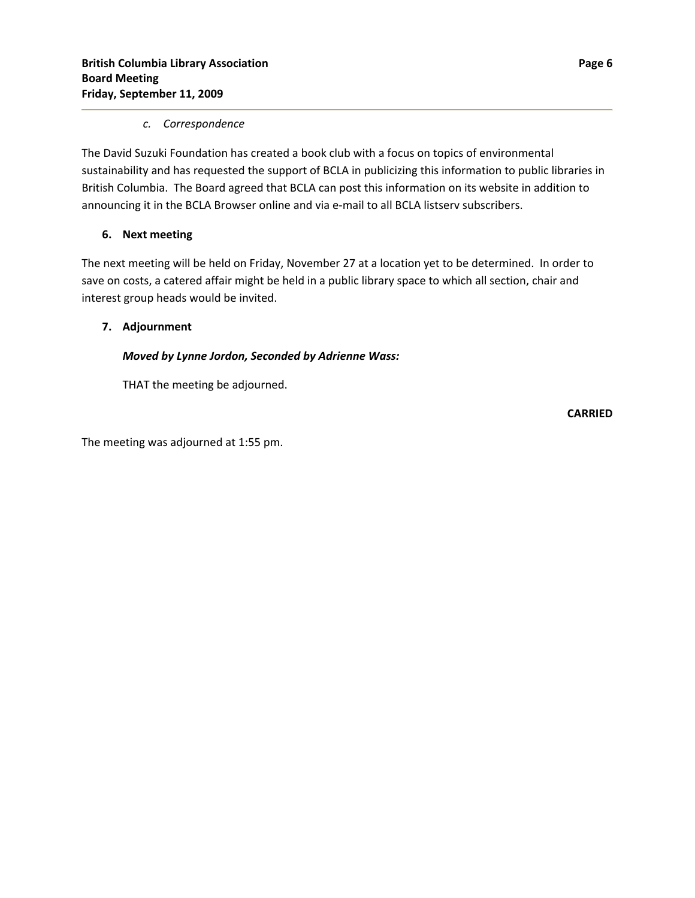*c. Correspondence*

The David Suzuki Foundation has created a book club with a focus on topics of environmental sustainability and has requested the support of BCLA in publicizing this information to public libraries in British Columbia. The Board agreed that BCLA can post this information on its website in addition to announcing it in the BCLA Browser online and via e-mail to all BCLA listserv subscribers.

## 6. Next meeting

The next meeting will be held on Friday, November 27 at a location yet to be determined. In order to save on costs, a catered affair might be held in a public library space to which all section, chair and interest group heads would be invited.

## 7. Adjournment

***Moved by Lynne Jordon, Seconded by Adrienne Wass:***

THAT the meeting be adjourned.

**CARRIED**

The meeting was adjourned at 1:55 pm.